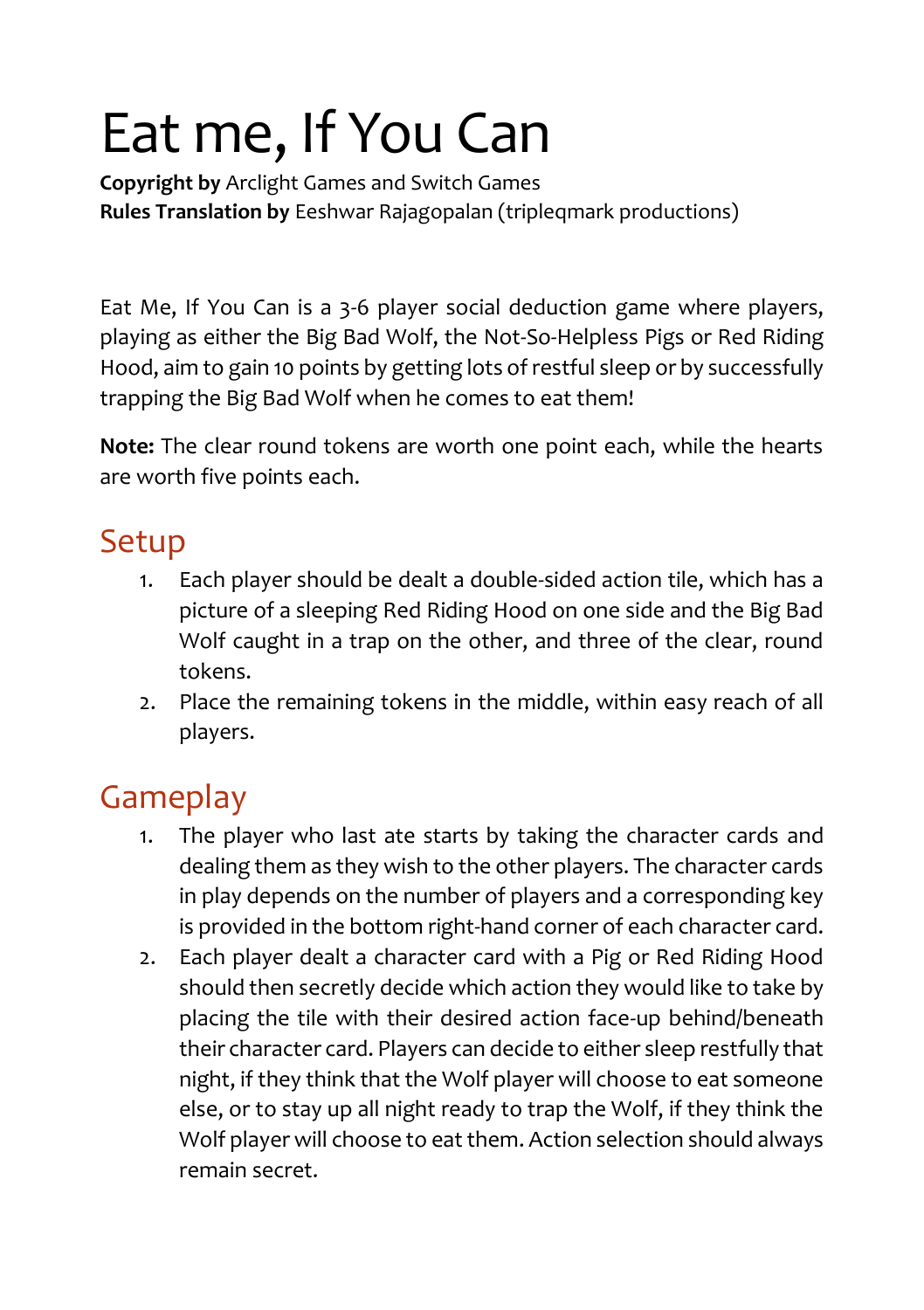# Eat me, If You Can

**Copyright by** Arclight Games and Switch Games
**Rules Translation by** Eeshwar Rajagopalan (tripleqmark productions)

Eat Me, If You Can is a 3-6 player social deduction game where players, playing as either the Big Bad Wolf, the Not-So-Helpless Pigs or Red Riding Hood, aim to gain 10 points by getting lots of restful sleep or by successfully trapping the Big Bad Wolf when he comes to eat them!

**Note:** The clear round tokens are worth one point each, while the hearts are worth five points each.

## Setup

1. Each player should be dealt a double-sided action tile, which has a picture of a sleeping Red Riding Hood on one side and the Big Bad Wolf caught in a trap on the other, and three of the clear, round tokens.
2. Place the remaining tokens in the middle, within easy reach of all players.

## Gameplay

1. The player who last ate starts by taking the character cards and dealing them as they wish to the other players. The character cards in play depends on the number of players and a corresponding key is provided in the bottom right-hand corner of each character card.
2. Each player dealt a character card with a Pig or Red Riding Hood should then secretly decide which action they would like to take by placing the tile with their desired action face-up behind/beneath their character card. Players can decide to either sleep restfully that night, if they think that the Wolf player will choose to eat someone else, or to stay up all night ready to trap the Wolf, if they think the Wolf player will choose to eat them. Action selection should always remain secret.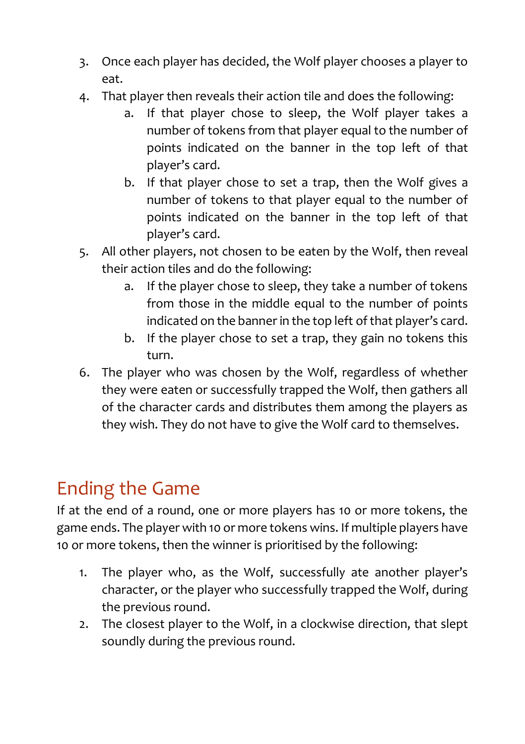3. Once each player has decided, the Wolf player chooses a player to eat.
4. That player then reveals their action tile and does the following:
    a. If that player chose to sleep, the Wolf player takes a number of tokens from that player equal to the number of points indicated on the banner in the top left of that player's card.
    b. If that player chose to set a trap, then the Wolf gives a number of tokens to that player equal to the number of points indicated on the banner in the top left of that player's card.
5. All other players, not chosen to be eaten by the Wolf, then reveal their action tiles and do the following:
    a. If the player chose to sleep, they take a number of tokens from those in the middle equal to the number of points indicated on the banner in the top left of that player's card.
    b. If the player chose to set a trap, they gain no tokens this turn.
6. The player who was chosen by the Wolf, regardless of whether they were eaten or successfully trapped the Wolf, then gathers all of the character cards and distributes them among the players as they wish. They do not have to give the Wolf card to themselves.

## Ending the Game

If at the end of a round, one or more players has 10 or more tokens, the game ends. The player with 10 or more tokens wins. If multiple players have 10 or more tokens, then the winner is prioritised by the following:

1. The player who, as the Wolf, successfully ate another player's character, or the player who successfully trapped the Wolf, during the previous round.
2. The closest player to the Wolf, in a clockwise direction, that slept soundly during the previous round.